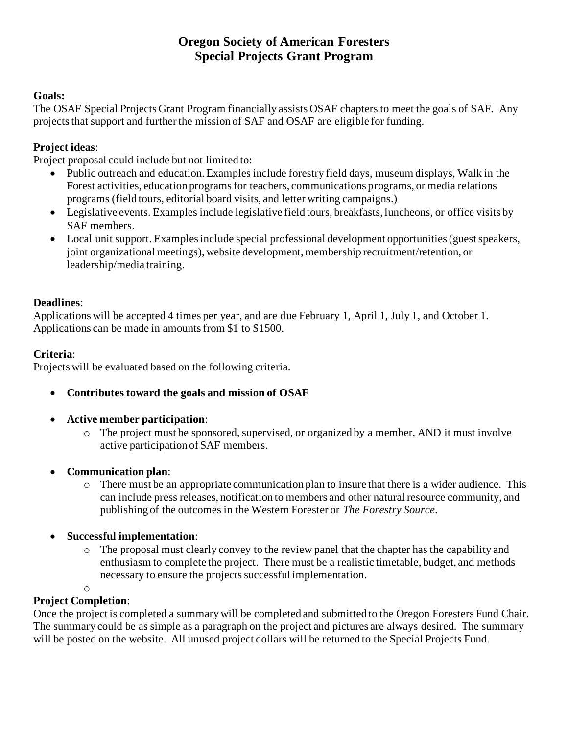# Oregon Society of American Foresters
# Special Projects Grant Program

**Goals:**
The OSAF Special Projects Grant Program financially assists OSAF chapters to meet the goals of SAF. Any projects that support and further the mission of SAF and OSAF are eligible for funding.

**Project ideas**:
Project proposal could include but not limited to:

- Public outreach and education. Examples include forestry field days, museum displays, Walk in the Forest activities, education programs for teachers, communications programs, or media relations programs (field tours, editorial board visits, and letter writing campaigns.)
- Legislative events. Examples include legislative field tours, breakfasts, luncheons, or office visits by SAF members.
- Local unit support. Examples include special professional development opportunities (guest speakers, joint organizational meetings), website development, membership recruitment/retention, or leadership/media training.

**Deadlines**:
Applications will be accepted 4 times per year, and are due February 1, April 1, July 1, and October 1. Applications can be made in amounts from $1 to $1500.

**Criteria**:
Projects will be evaluated based on the following criteria.

- **Contributes toward the goals and mission of OSAF**
- **Active member participation**:
  - The project must be sponsored, supervised, or organized by a member, AND it must involve active participation of SAF members.
- **Communication plan**:
  - There must be an appropriate communication plan to insure that there is a wider audience. This can include press releases, notification to members and other natural resource community, and publishing of the outcomes in the Western Forester or *The Forestry Source*.
- **Successful implementation**:
  - The proposal must clearly convey to the review panel that the chapter has the capability and enthusiasm to complete the project. There must be a realistic timetable, budget, and methods necessary to ensure the projects successful implementation.

**Project Completion**:
Once the project is completed a summary will be completed and submitted to the Oregon Foresters Fund Chair. The summary could be as simple as a paragraph on the project and pictures are always desired. The summary will be posted on the website. All unused project dollars will be returned to the Special Projects Fund.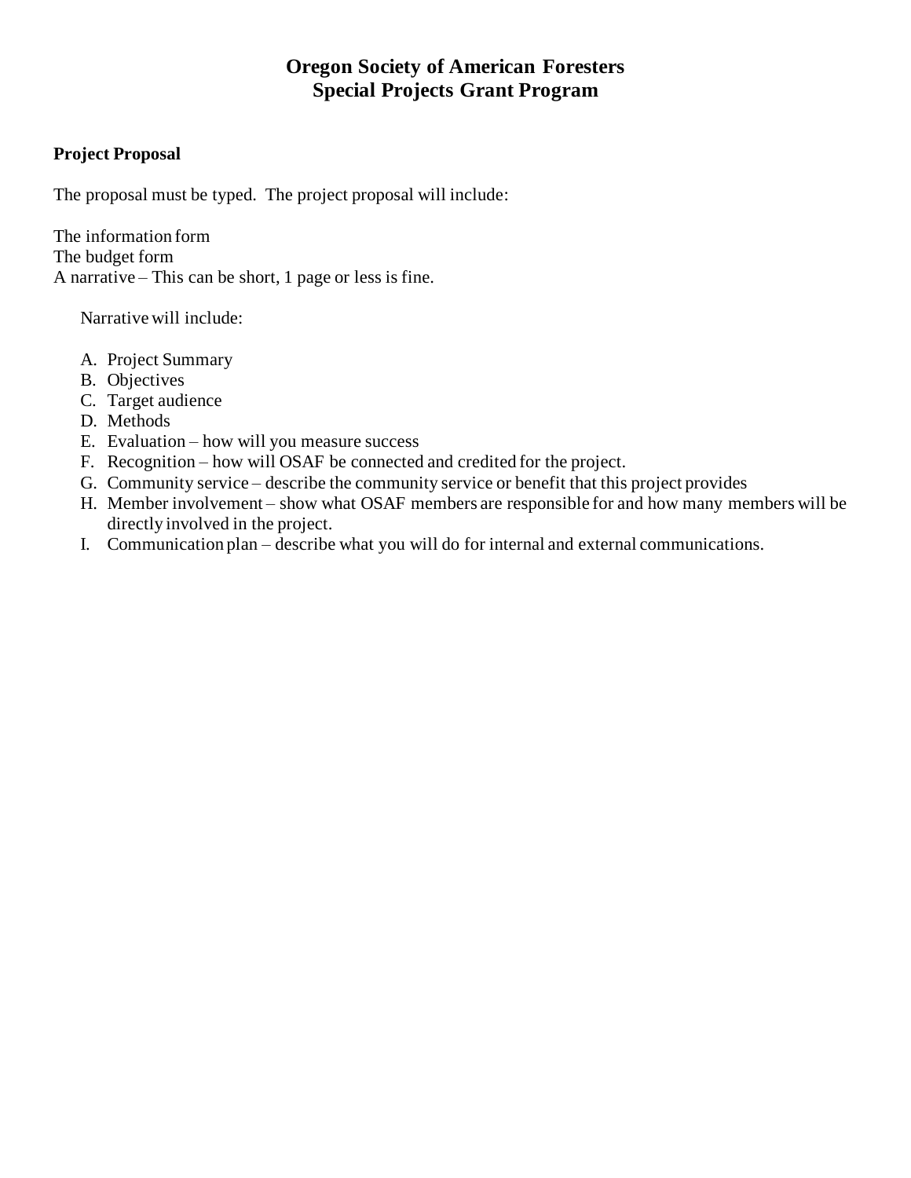# Oregon Society of American Foresters
# Special Projects Grant Program

**Project Proposal**

The proposal must be typed. The project proposal will include:

The information form
The budget form
A narrative – This can be short, 1 page or less is fine.

Narrative will include:

A. Project Summary
B. Objectives
C. Target audience
D. Methods
E. Evaluation – how will you measure success
F. Recognition – how will OSAF be connected and credited for the project.
G. Community service – describe the community service or benefit that this project provides
H. Member involvement – show what OSAF members are responsible for and how many members will be directly involved in the project.
I. Communication plan – describe what you will do for internal and external communications.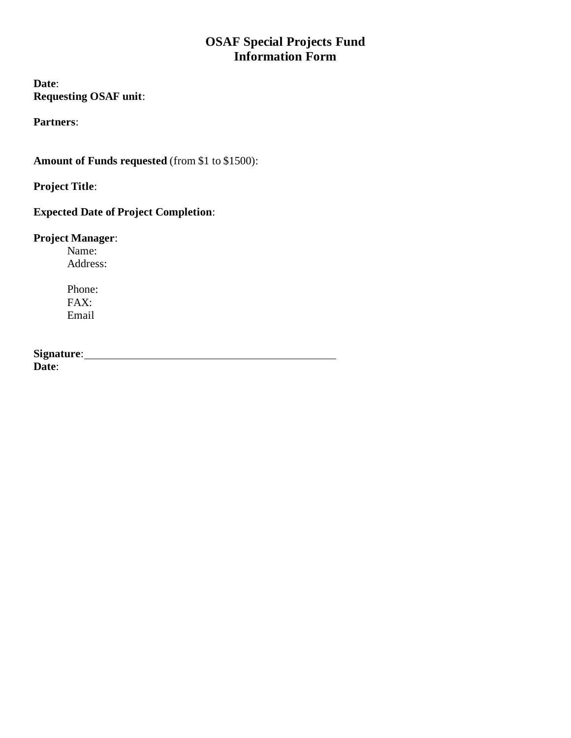# OSAF Special Projects Fund
# Information Form

**Date**:
**Requesting OSAF unit**:

**Partners**:

**Amount of Funds requested** (from $1 to $1500):

**Project Title**:

**Expected Date of Project Completion**:

**Project Manager**:

Name:
Address:

Phone:
FAX:
Email

**Signature**:______________________________________________
**Date**: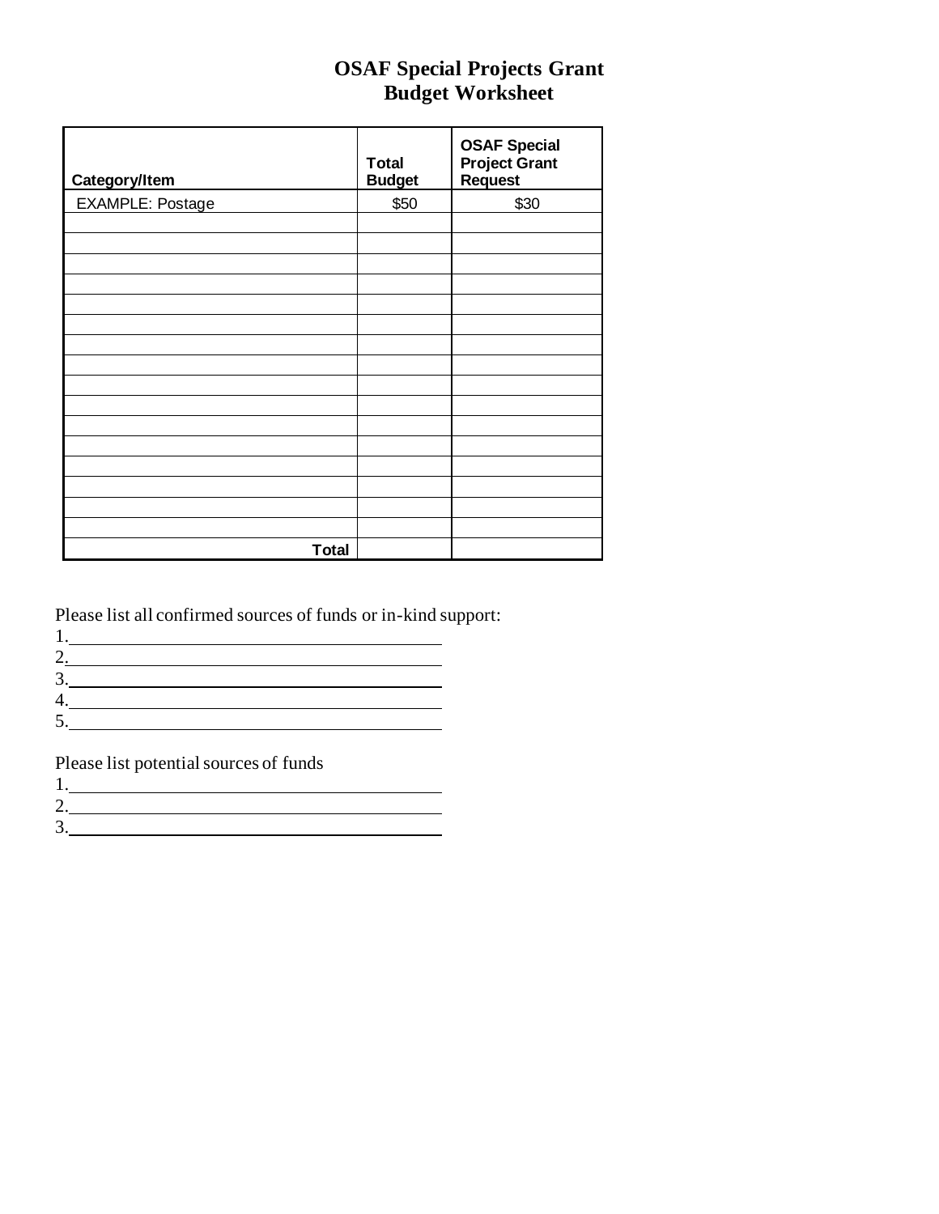# OSAF Special Projects Grant
## Budget Worksheet

| Category/Item | Total Budget | OSAF Special Project Grant Request |
|---|---|---|
| EXAMPLE: Postage | $50 | $30 |
| | | |
| | | |
| | | |
| | | |
| | | |
| | | |
| | | |
| | | |
| | | |
| | | |
| | | |
| | | |
| | | |
| | | |
| | | |
| | | |
| **Total** | | |

Please list all confirmed sources of funds or in-kind support:

1. \_\_\_\_\_\_\_\_\_\_\_\_\_\_\_\_\_\_\_\_\_\_\_\_\_\_\_\_\_\_\_\_\_\_\_\_\_\_\_\_
2. \_\_\_\_\_\_\_\_\_\_\_\_\_\_\_\_\_\_\_\_\_\_\_\_\_\_\_\_\_\_\_\_\_\_\_\_\_\_\_\_
3. \_\_\_\_\_\_\_\_\_\_\_\_\_\_\_\_\_\_\_\_\_\_\_\_\_\_\_\_\_\_\_\_\_\_\_\_\_\_\_\_
4. \_\_\_\_\_\_\_\_\_\_\_\_\_\_\_\_\_\_\_\_\_\_\_\_\_\_\_\_\_\_\_\_\_\_\_\_\_\_\_\_
5. \_\_\_\_\_\_\_\_\_\_\_\_\_\_\_\_\_\_\_\_\_\_\_\_\_\_\_\_\_\_\_\_\_\_\_\_\_\_\_\_

Please list potential sources of funds

1. \_\_\_\_\_\_\_\_\_\_\_\_\_\_\_\_\_\_\_\_\_\_\_\_\_\_\_\_\_\_\_\_\_\_\_\_\_\_\_\_
2. \_\_\_\_\_\_\_\_\_\_\_\_\_\_\_\_\_\_\_\_\_\_\_\_\_\_\_\_\_\_\_\_\_\_\_\_\_\_\_\_
3. \_\_\_\_\_\_\_\_\_\_\_\_\_\_\_\_\_\_\_\_\_\_\_\_\_\_\_\_\_\_\_\_\_\_\_\_\_\_\_\_